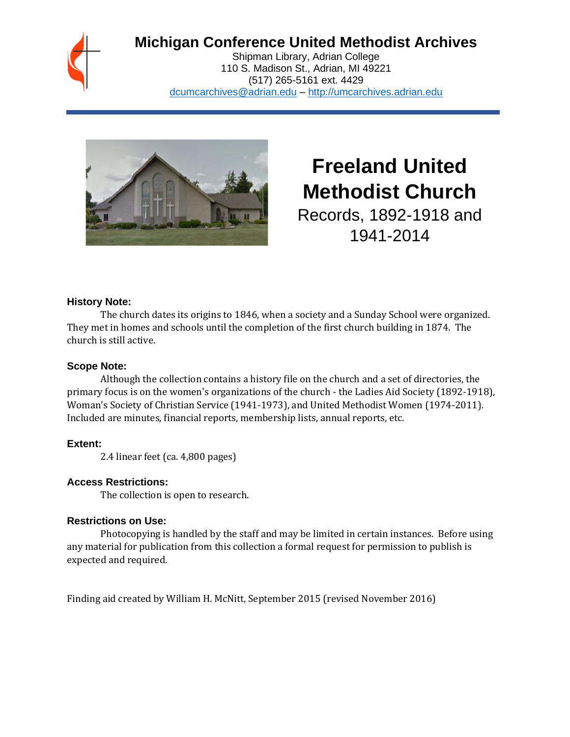# Michigan Conference United Methodist Archives

Shipman Library, Adrian College
110 S. Madison St., Adrian, MI 49221
(517) 265-5161 ext. 4429
dcumcarchives@adrian.edu – http://umcarchives.adrian.edu

# Freeland United Methodist Church

## Records, 1892-1918 and 1941-2014

### History Note:

The church dates its origins to 1846, when a society and a Sunday School were organized. They met in homes and schools until the completion of the first church building in 1874. The church is still active.

### Scope Note:

Although the collection contains a history file on the church and a set of directories, the primary focus is on the women's organizations of the church - the Ladies Aid Society (1892-1918), Woman's Society of Christian Service (1941-1973), and United Methodist Women (1974-2011). Included are minutes, financial reports, membership lists, annual reports, etc.

### Extent:

2.4 linear feet (ca. 4,800 pages)

### Access Restrictions:

The collection is open to research.

### Restrictions on Use:

Photocopying is handled by the staff and may be limited in certain instances. Before using any material for publication from this collection a formal request for permission to publish is expected and required.

Finding aid created by William H. McNitt, September 2015 (revised November 2016)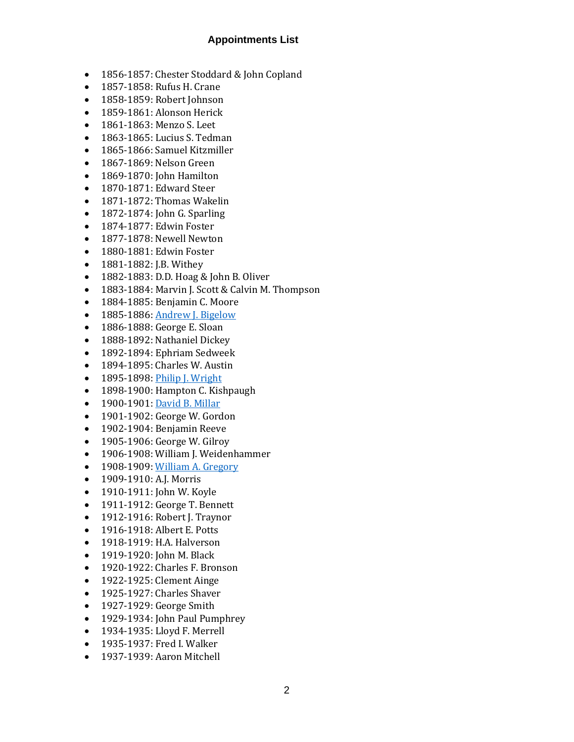## Appointments List

- 1856-1857: Chester Stoddard & John Copland
- 1857-1858: Rufus H. Crane
- 1858-1859: Robert Johnson
- 1859-1861: Alonson Herick
- 1861-1863: Menzo S. Leet
- 1863-1865: Lucius S. Tedman
- 1865-1866: Samuel Kitzmiller
- 1867-1869: Nelson Green
- 1869-1870: John Hamilton
- 1870-1871: Edward Steer
- 1871-1872: Thomas Wakelin
- 1872-1874: John G. Sparling
- 1874-1877: Edwin Foster
- 1877-1878: Newell Newton
- 1880-1881: Edwin Foster
- 1881-1882: J.B. Withey
- 1882-1883: D.D. Hoag & John B. Oliver
- 1883-1884: Marvin J. Scott & Calvin M. Thompson
- 1884-1885: Benjamin C. Moore
- 1885-1886: Andrew J. Bigelow
- 1886-1888: George E. Sloan
- 1888-1892: Nathaniel Dickey
- 1892-1894: Ephriam Sedweek
- 1894-1895: Charles W. Austin
- 1895-1898: Philip J. Wright
- 1898-1900: Hampton C. Kishpaugh
- 1900-1901: David B. Millar
- 1901-1902: George W. Gordon
- 1902-1904: Benjamin Reeve
- 1905-1906: George W. Gilroy
- 1906-1908: William J. Weidenhammer
- 1908-1909: William A. Gregory
- 1909-1910: A.J. Morris
- 1910-1911: John W. Koyle
- 1911-1912: George T. Bennett
- 1912-1916: Robert J. Traynor
- 1916-1918: Albert E. Potts
- 1918-1919: H.A. Halverson
- 1919-1920: John M. Black
- 1920-1922: Charles F. Bronson
- 1922-1925: Clement Ainge
- 1925-1927: Charles Shaver
- 1927-1929: George Smith
- 1929-1934: John Paul Pumphrey
- 1934-1935: Lloyd F. Merrell
- 1935-1937: Fred I. Walker
- 1937-1939: Aaron Mitchell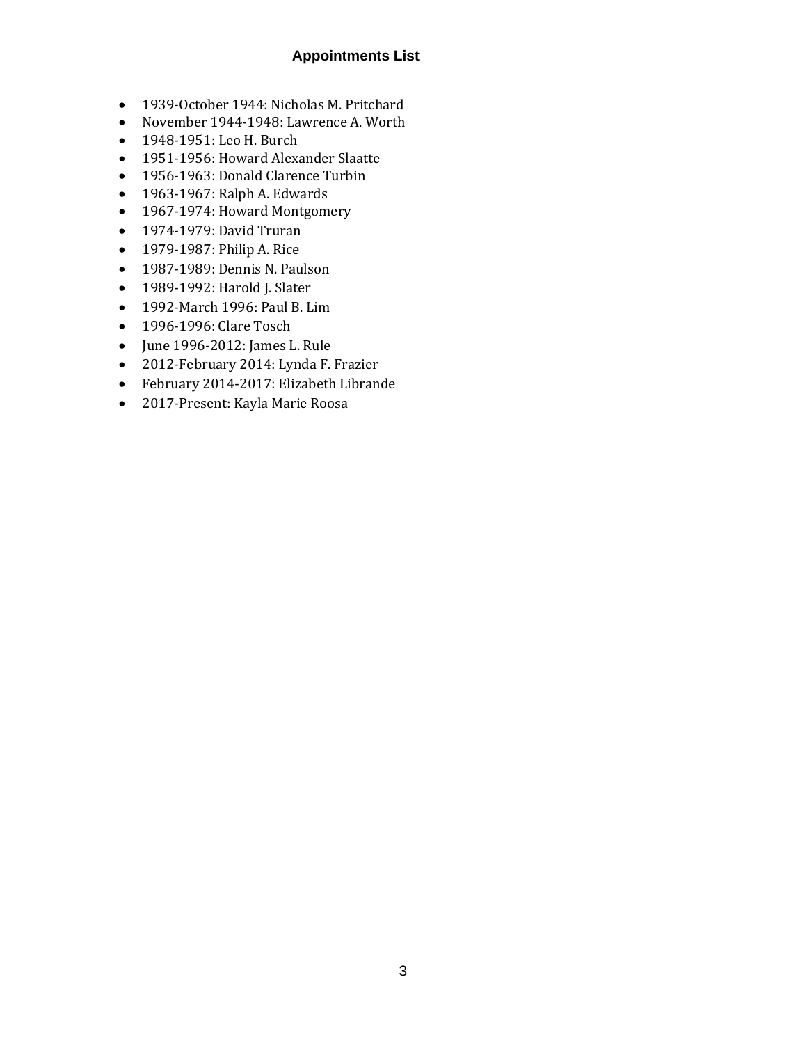## Appointments List

- 1939-October 1944: Nicholas M. Pritchard
- November 1944-1948: Lawrence A. Worth
- 1948-1951: Leo H. Burch
- 1951-1956: Howard Alexander Slaatte
- 1956-1963: Donald Clarence Turbin
- 1963-1967: Ralph A. Edwards
- 1967-1974: Howard Montgomery
- 1974-1979: David Truran
- 1979-1987: Philip A. Rice
- 1987-1989: Dennis N. Paulson
- 1989-1992: Harold J. Slater
- 1992-March 1996: Paul B. Lim
- 1996-1996: Clare Tosch
- June 1996-2012: James L. Rule
- 2012-February 2014: Lynda F. Frazier
- February 2014-2017: Elizabeth Librande
- 2017-Present: Kayla Marie Roosa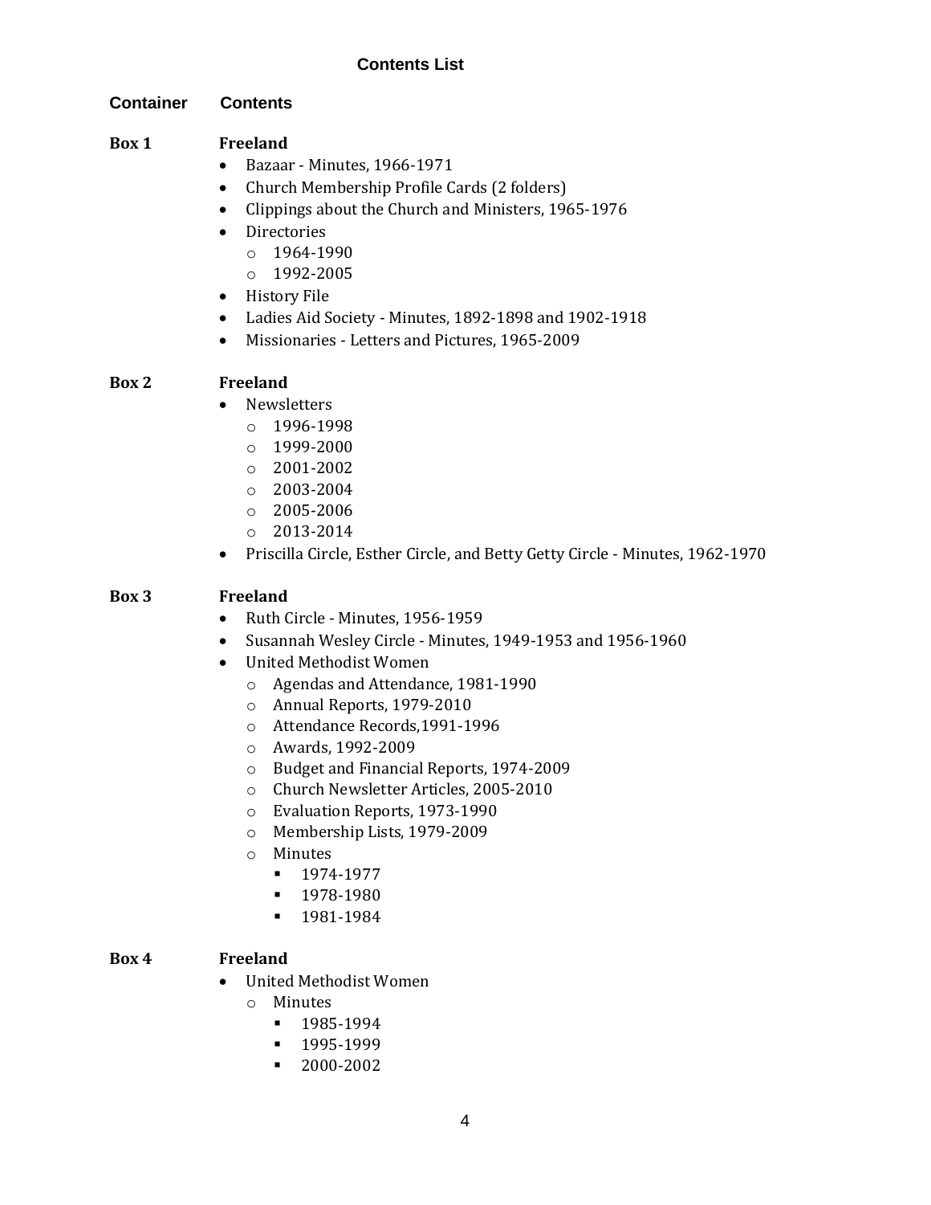## Contents List

**Container** **Contents**

**Box 1** **Freeland**

- Bazaar - Minutes, 1966-1971
- Church Membership Profile Cards (2 folders)
- Clippings about the Church and Ministers, 1965-1976
- Directories
  - 1964-1990
  - 1992-2005
- History File
- Ladies Aid Society - Minutes, 1892-1898 and 1902-1918
- Missionaries - Letters and Pictures, 1965-2009

**Box 2** **Freeland**

- Newsletters
  - 1996-1998
  - 1999-2000
  - 2001-2002
  - 2003-2004
  - 2005-2006
  - 2013-2014
- Priscilla Circle, Esther Circle, and Betty Getty Circle - Minutes, 1962-1970

**Box 3** **Freeland**

- Ruth Circle - Minutes, 1956-1959
- Susannah Wesley Circle - Minutes, 1949-1953 and 1956-1960
- United Methodist Women
  - Agendas and Attendance, 1981-1990
  - Annual Reports, 1979-2010
  - Attendance Records,1991-1996
  - Awards, 1992-2009
  - Budget and Financial Reports, 1974-2009
  - Church Newsletter Articles, 2005-2010
  - Evaluation Reports, 1973-1990
  - Membership Lists, 1979-2009
  - Minutes
    - 1974-1977
    - 1978-1980
    - 1981-1984

**Box 4** **Freeland**

- United Methodist Women
  - Minutes
    - 1985-1994
    - 1995-1999
    - 2000-2002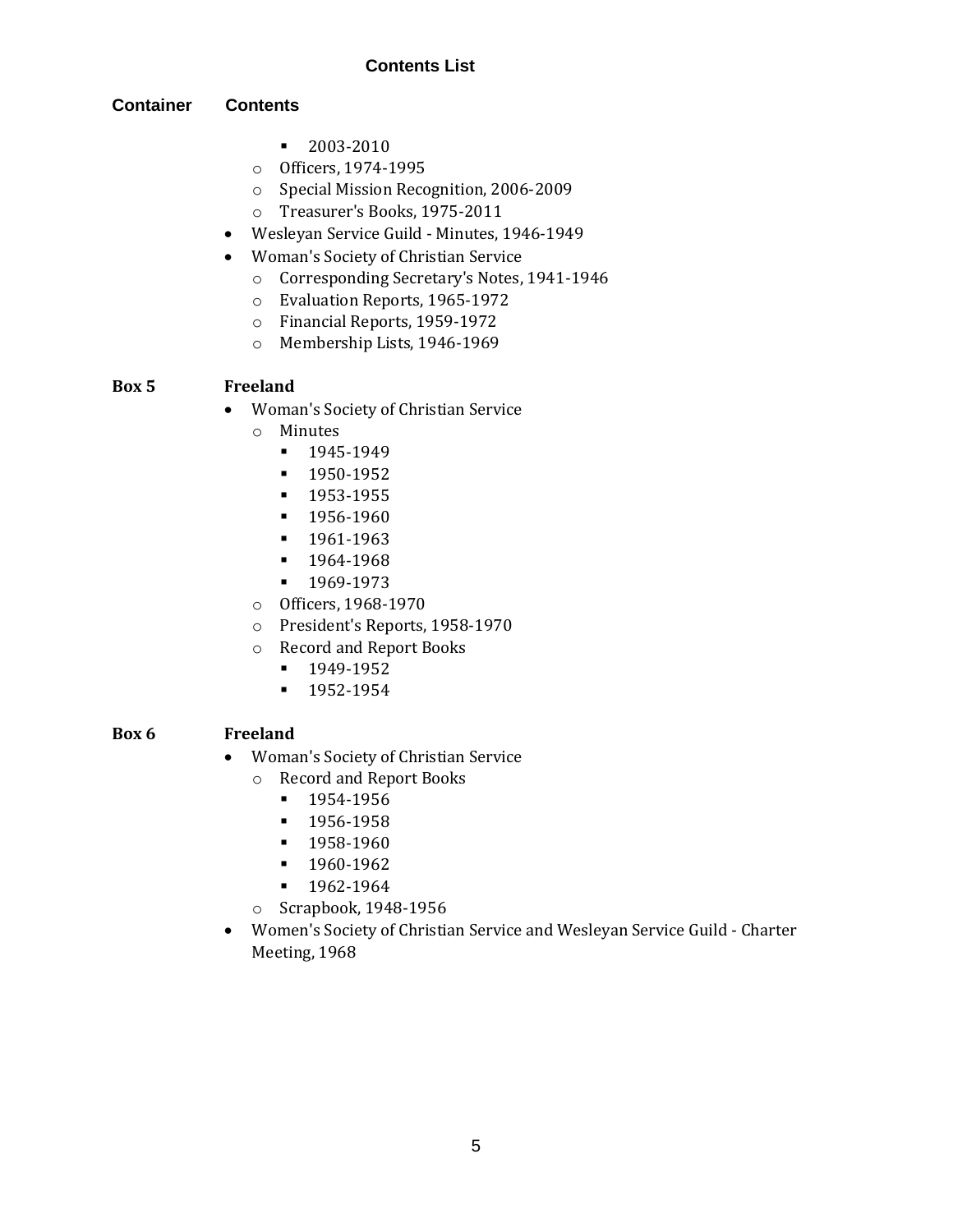## Contents List

**Container** **Contents**

        - 2003-2010
    - Officers, 1974-1995
    - Special Mission Recognition, 2006-2009
    - Treasurer's Books, 1975-2011
- Wesleyan Service Guild - Minutes, 1946-1949
- Woman's Society of Christian Service
    - Corresponding Secretary's Notes, 1941-1946
    - Evaluation Reports, 1965-1972
    - Financial Reports, 1959-1972
    - Membership Lists, 1946-1969

**Box 5** **Freeland**

- Woman's Society of Christian Service
    - Minutes
        - 1945-1949
        - 1950-1952
        - 1953-1955
        - 1956-1960
        - 1961-1963
        - 1964-1968
        - 1969-1973
    - Officers, 1968-1970
    - President's Reports, 1958-1970
    - Record and Report Books
        - 1949-1952
        - 1952-1954

**Box 6** **Freeland**

- Woman's Society of Christian Service
    - Record and Report Books
        - 1954-1956
        - 1956-1958
        - 1958-1960
        - 1960-1962
        - 1962-1964
    - Scrapbook, 1948-1956
- Women's Society of Christian Service and Wesleyan Service Guild - Charter Meeting, 1968